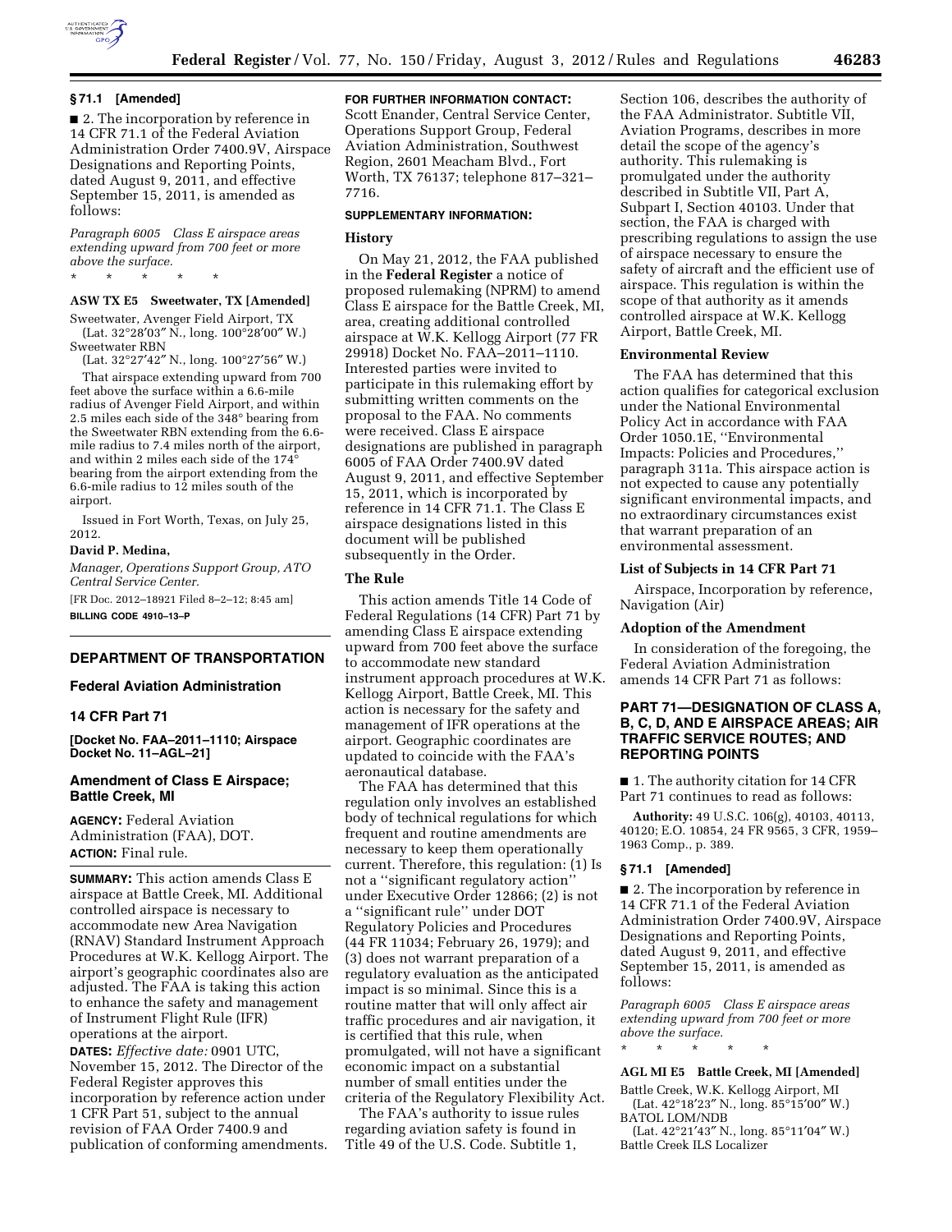### § 71.1 [Amended]

■ 2. The incorporation by reference in 14 CFR 71.1 of the Federal Aviation Administration Order 7400.9V, Airspace Designations and Reporting Points, dated August 9, 2011, and effective September 15, 2011, is amended as follows:

*Paragraph 6005 Class E airspace areas extending upward from 700 feet or more above the surface.*

\* \* \* \* \*

**ASW TX E5 Sweetwater, TX [Amended]**

Sweetwater, Avenger Field Airport, TX
(Lat. 32°28′03″ N., long. 100°28′00″ W.)
Sweetwater RBN
(Lat. 32°27′42″ N., long. 100°27′56″ W.)

That airspace extending upward from 700 feet above the surface within a 6.6-mile radius of Avenger Field Airport, and within 2.5 miles each side of the 348° bearing from the Sweetwater RBN extending from the 6.6-mile radius to 7.4 miles north of the airport, and within 2 miles each side of the 174° bearing from the airport extending from the 6.6-mile radius to 12 miles south of the airport.

Issued in Fort Worth, Texas, on July 25, 2012.

**David P. Medina,**

*Manager, Operations Support Group, ATO Central Service Center.*

[FR Doc. 2012–18921 Filed 8–2–12; 8:45 am]

**BILLING CODE 4910–13–P**

## DEPARTMENT OF TRANSPORTATION

### Federal Aviation Administration

### 14 CFR Part 71

**[Docket No. FAA–2011–1110; Airspace Docket No. 11–AGL–21]**

## Amendment of Class E Airspace; Battle Creek, MI

**AGENCY:** Federal Aviation Administration (FAA), DOT.

**ACTION:** Final rule.

**SUMMARY:** This action amends Class E airspace at Battle Creek, MI. Additional controlled airspace is necessary to accommodate new Area Navigation (RNAV) Standard Instrument Approach Procedures at W.K. Kellogg Airport. The airport's geographic coordinates also are adjusted. The FAA is taking this action to enhance the safety and management of Instrument Flight Rule (IFR) operations at the airport.

**DATES:** *Effective date:* 0901 UTC, November 15, 2012. The Director of the Federal Register approves this incorporation by reference action under 1 CFR Part 51, subject to the annual revision of FAA Order 7400.9 and publication of conforming amendments.

**FOR FURTHER INFORMATION CONTACT:** Scott Enander, Central Service Center, Operations Support Group, Federal Aviation Administration, Southwest Region, 2601 Meacham Blvd., Fort Worth, TX 76137; telephone 817–321–7716.

**SUPPLEMENTARY INFORMATION:**

### History

On May 21, 2012, the FAA published in the **Federal Register** a notice of proposed rulemaking (NPRM) to amend Class E airspace for the Battle Creek, MI, area, creating additional controlled airspace at W.K. Kellogg Airport (77 FR 29918) Docket No. FAA–2011–1110. Interested parties were invited to participate in this rulemaking effort by submitting written comments on the proposal to the FAA. No comments were received. Class E airspace designations are published in paragraph 6005 of FAA Order 7400.9V dated August 9, 2011, and effective September 15, 2011, which is incorporated by reference in 14 CFR 71.1. The Class E airspace designations listed in this document will be published subsequently in the Order.

### The Rule

This action amends Title 14 Code of Federal Regulations (14 CFR) Part 71 by amending Class E airspace extending upward from 700 feet above the surface to accommodate new standard instrument approach procedures at W.K. Kellogg Airport, Battle Creek, MI. This action is necessary for the safety and management of IFR operations at the airport. Geographic coordinates are updated to coincide with the FAA's aeronautical database.

The FAA has determined that this regulation only involves an established body of technical regulations for which frequent and routine amendments are necessary to keep them operationally current. Therefore, this regulation: (1) Is not a ''significant regulatory action'' under Executive Order 12866; (2) is not a ''significant rule'' under DOT Regulatory Policies and Procedures (44 FR 11034; February 26, 1979); and (3) does not warrant preparation of a regulatory evaluation as the anticipated impact is so minimal. Since this is a routine matter that will only affect air traffic procedures and air navigation, it is certified that this rule, when promulgated, will not have a significant economic impact on a substantial number of small entities under the criteria of the Regulatory Flexibility Act.

The FAA's authority to issue rules regarding aviation safety is found in Title 49 of the U.S. Code. Subtitle 1, Section 106, describes the authority of the FAA Administrator. Subtitle VII, Aviation Programs, describes in more detail the scope of the agency's authority. This rulemaking is promulgated under the authority described in Subtitle VII, Part A, Subpart I, Section 40103. Under that section, the FAA is charged with prescribing regulations to assign the use of airspace necessary to ensure the safety of aircraft and the efficient use of airspace. This regulation is within the scope of that authority as it amends controlled airspace at W.K. Kellogg Airport, Battle Creek, MI.

### Environmental Review

The FAA has determined that this action qualifies for categorical exclusion under the National Environmental Policy Act in accordance with FAA Order 1050.1E, ''Environmental Impacts: Policies and Procedures,'' paragraph 311a. This airspace action is not expected to cause any potentially significant environmental impacts, and no extraordinary circumstances exist that warrant preparation of an environmental assessment.

### List of Subjects in 14 CFR Part 71

Airspace, Incorporation by reference, Navigation (Air)

### Adoption of the Amendment

In consideration of the foregoing, the Federal Aviation Administration amends 14 CFR Part 71 as follows:

## PART 71—DESIGNATION OF CLASS A, B, C, D, AND E AIRSPACE AREAS; AIR TRAFFIC SERVICE ROUTES; AND REPORTING POINTS

■ 1. The authority citation for 14 CFR Part 71 continues to read as follows:

**Authority:** 49 U.S.C. 106(g), 40103, 40113, 40120; E.O. 10854, 24 FR 9565, 3 CFR, 1959–1963 Comp., p. 389.

### § 71.1 [Amended]

■ 2. The incorporation by reference in 14 CFR 71.1 of the Federal Aviation Administration Order 7400.9V, Airspace Designations and Reporting Points, dated August 9, 2011, and effective September 15, 2011, is amended as follows:

*Paragraph 6005 Class E airspace areas extending upward from 700 feet or more above the surface.*

\* \* \* \* \*

**AGL MI E5 Battle Creek, MI [Amended]**

Battle Creek, W.K. Kellogg Airport, MI
(Lat. 42°18′23″ N., long. 85°15′00″ W.)
BATOL LOM/NDB
(Lat. 42°21′43″ N., long. 85°11′04″ W.)
Battle Creek ILS Localizer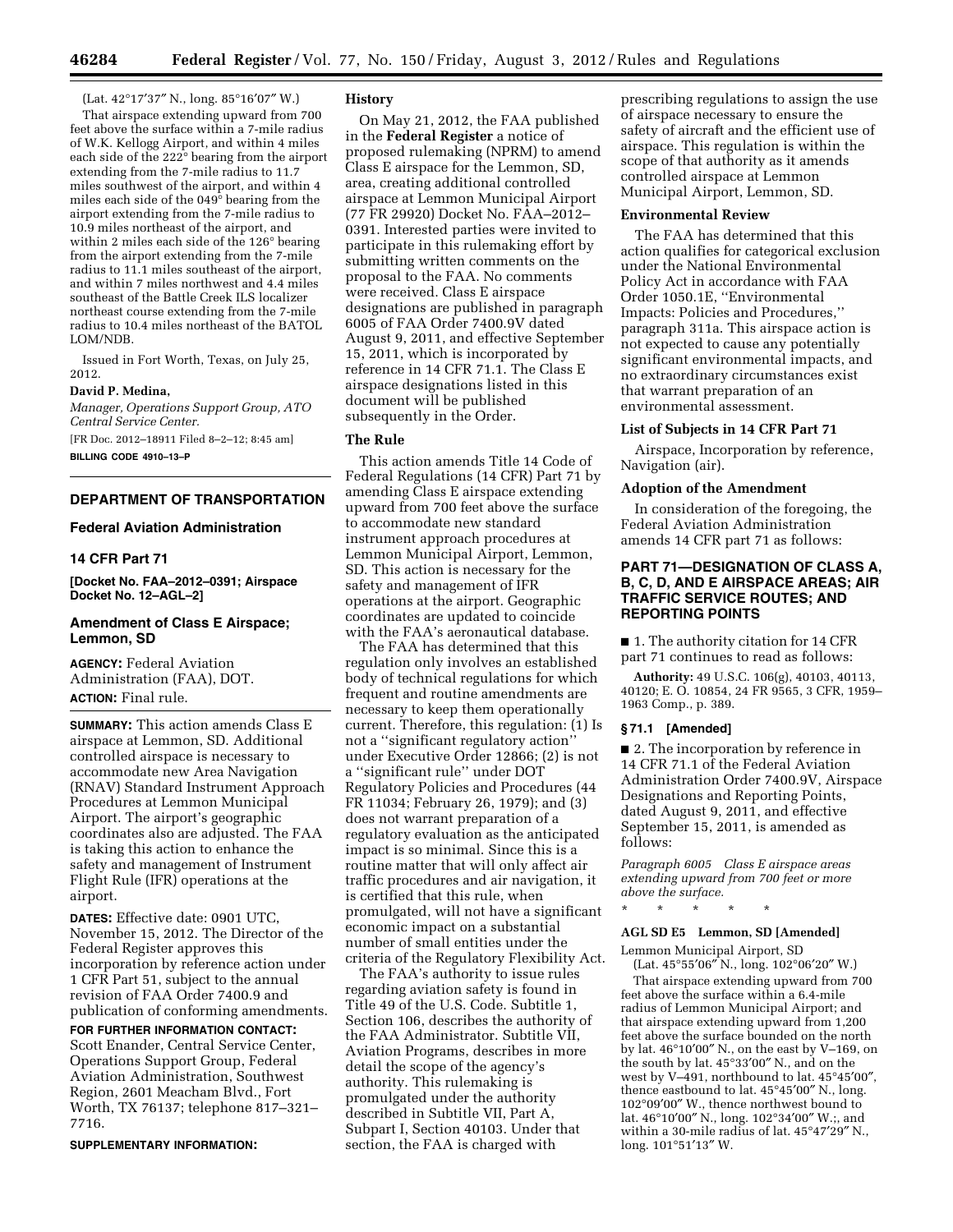(Lat. 42°17′37″ N., long. 85°16′07″ W.)

That airspace extending upward from 700 feet above the surface within a 7-mile radius of W.K. Kellogg Airport, and within 4 miles each side of the 222° bearing from the airport extending from the 7-mile radius to 11.7 miles southwest of the airport, and within 4 miles each side of the 049° bearing from the airport extending from the 7-mile radius to 10.9 miles northeast of the airport, and within 2 miles each side of the 126° bearing from the airport extending from the 7-mile radius to 11.1 miles southeast of the airport, and within 7 miles northwest and 4.4 miles southeast of the Battle Creek ILS localizer northeast course extending from the 7-mile radius to 10.4 miles northeast of the BATOL LOM/NDB.

Issued in Fort Worth, Texas, on July 25, 2012.

**David P. Medina,**

*Manager, Operations Support Group, ATO Central Service Center.*

[FR Doc. 2012–18911 Filed 8–2–12; 8:45 am]

**BILLING CODE 4910–13–P**

## DEPARTMENT OF TRANSPORTATION

### Federal Aviation Administration

### 14 CFR Part 71

**[Docket No. FAA–2012–0391; Airspace Docket No. 12–AGL–2]**

### Amendment of Class E Airspace; Lemmon, SD

**AGENCY:** Federal Aviation Administration (FAA), DOT.

**ACTION:** Final rule.

**SUMMARY:** This action amends Class E airspace at Lemmon, SD. Additional controlled airspace is necessary to accommodate new Area Navigation (RNAV) Standard Instrument Approach Procedures at Lemmon Municipal Airport. The airport's geographic coordinates also are adjusted. The FAA is taking this action to enhance the safety and management of Instrument Flight Rule (IFR) operations at the airport.

**DATES:** Effective date: 0901 UTC, November 15, 2012. The Director of the Federal Register approves this incorporation by reference action under 1 CFR Part 51, subject to the annual revision of FAA Order 7400.9 and publication of conforming amendments.

**FOR FURTHER INFORMATION CONTACT:** Scott Enander, Central Service Center, Operations Support Group, Federal Aviation Administration, Southwest Region, 2601 Meacham Blvd., Fort Worth, TX 76137; telephone 817–321–7716.

**SUPPLEMENTARY INFORMATION:**

#### History

On May 21, 2012, the FAA published in the **Federal Register** a notice of proposed rulemaking (NPRM) to amend Class E airspace for the Lemmon, SD, area, creating additional controlled airspace at Lemmon Municipal Airport (77 FR 29920) Docket No. FAA–2012–0391. Interested parties were invited to participate in this rulemaking effort by submitting written comments on the proposal to the FAA. No comments were received. Class E airspace designations are published in paragraph 6005 of FAA Order 7400.9V dated August 9, 2011, and effective September 15, 2011, which is incorporated by reference in 14 CFR 71.1. The Class E airspace designations listed in this document will be published subsequently in the Order.

#### The Rule

This action amends Title 14 Code of Federal Regulations (14 CFR) Part 71 by amending Class E airspace extending upward from 700 feet above the surface to accommodate new standard instrument approach procedures at Lemmon Municipal Airport, Lemmon, SD. This action is necessary for the safety and management of IFR operations at the airport. Geographic coordinates are updated to coincide with the FAA's aeronautical database.

The FAA has determined that this regulation only involves an established body of technical regulations for which frequent and routine amendments are necessary to keep them operationally current. Therefore, this regulation: (1) Is not a ''significant regulatory action'' under Executive Order 12866; (2) is not a ''significant rule'' under DOT Regulatory Policies and Procedures (44 FR 11034; February 26, 1979); and (3) does not warrant preparation of a regulatory evaluation as the anticipated impact is so minimal. Since this is a routine matter that will only affect air traffic procedures and air navigation, it is certified that this rule, when promulgated, will not have a significant economic impact on a substantial number of small entities under the criteria of the Regulatory Flexibility Act.

The FAA's authority to issue rules regarding aviation safety is found in Title 49 of the U.S. Code. Subtitle 1, Section 106, describes the authority of the FAA Administrator. Subtitle VII, Aviation Programs, describes in more detail the scope of the agency's authority. This rulemaking is promulgated under the authority described in Subtitle VII, Part A, Subpart I, Section 40103. Under that section, the FAA is charged with prescribing regulations to assign the use of airspace necessary to ensure the safety of aircraft and the efficient use of airspace. This regulation is within the scope of that authority as it amends controlled airspace at Lemmon Municipal Airport, Lemmon, SD.

#### Environmental Review

The FAA has determined that this action qualifies for categorical exclusion under the National Environmental Policy Act in accordance with FAA Order 1050.1E, ''Environmental Impacts: Policies and Procedures,'' paragraph 311a. This airspace action is not expected to cause any potentially significant environmental impacts, and no extraordinary circumstances exist that warrant preparation of an environmental assessment.

#### List of Subjects in 14 CFR Part 71

Airspace, Incorporation by reference, Navigation (air).

#### Adoption of the Amendment

In consideration of the foregoing, the Federal Aviation Administration amends 14 CFR part 71 as follows:

### PART 71—DESIGNATION OF CLASS A, B, C, D, AND E AIRSPACE AREAS; AIR TRAFFIC SERVICE ROUTES; AND REPORTING POINTS

■ 1. The authority citation for 14 CFR part 71 continues to read as follows:

**Authority:** 49 U.S.C. 106(g), 40103, 40113, 40120; E. O. 10854, 24 FR 9565, 3 CFR, 1959–1963 Comp., p. 389.

#### § 71.1 [Amended]

■ 2. The incorporation by reference in 14 CFR 71.1 of the Federal Aviation Administration Order 7400.9V, Airspace Designations and Reporting Points, dated August 9, 2011, and effective September 15, 2011, is amended as follows:

*Paragraph 6005 Class E airspace areas extending upward from 700 feet or more above the surface.*

\* \* \* \* \*

**AGL SD E5 Lemmon, SD [Amended]**

Lemmon Municipal Airport, SD

(Lat. 45°55′06″ N., long. 102°06′20″ W.)

That airspace extending upward from 700 feet above the surface within a 6.4-mile radius of Lemmon Municipal Airport; and that airspace extending upward from 1,200 feet above the surface bounded on the north by lat. 46°10′00″ N., on the east by V–169, on the south by lat. 45°33′00″ N., and on the west by V–491, northbound to lat. 45°45′00″, thence eastbound to lat. 45°45′00″ N., long. 102°09′00″ W., thence northwest bound to lat. 46°10′00″ N., long. 102°34′00″ W.;, and within a 30-mile radius of lat. 45°47′29″ N., long. 101°51′13″ W.